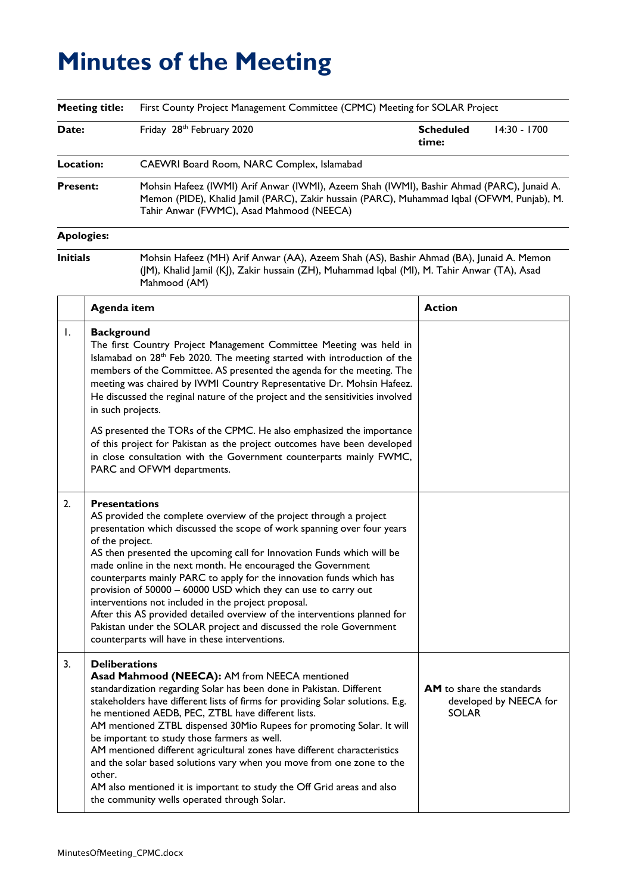# Minutes of the Meeting

| | | | |
|---|---|---|---|
| **Meeting title:** | First County Project Management Committee (CPMC) Meeting for SOLAR Project | | |
| **Date:** | Friday 28th February 2020 | **Scheduled time:** | 14:30 - 1700 |
| **Location:** | CAEWRI Board Room, NARC Complex, Islamabad | | |
| **Present:** | Mohsin Hafeez (IWMI) Arif Anwar (IWMI), Azeem Shah (IWMI), Bashir Ahmad (PARC), Junaid A. Memon (PIDE), Khalid Jamil (PARC), Zakir hussain (PARC), Muhammad Iqbal (OFWM, Punjab), M. Tahir Anwar (FWMC), Asad Mahmood (NEECA) | | |
| **Apologies:** | | | |
| **Initials** | Mohsin Hafeez (MH) Arif Anwar (AA), Azeem Shah (AS), Bashir Ahmad (BA), Junaid A. Memon (JM), Khalid Jamil (KJ), Zakir hussain (ZH), Muhammad Iqbal (MI), M. Tahir Anwar (TA), Asad Mahmood (AM) | | |

| | Agenda item | Action |
|---|---|---|
| 1. | **Background**<br>The first Country Project Management Committee Meeting was held in Islamabad on 28th Feb 2020. The meeting started with introduction of the members of the Committee. AS presented the agenda for the meeting. The meeting was chaired by IWMI Country Representative Dr. Mohsin Hafeez. He discussed the reginal nature of the project and the sensitivities involved in such projects.<br><br>AS presented the TORs of the CPMC. He also emphasized the importance of this project for Pakistan as the project outcomes have been developed in close consultation with the Government counterparts mainly FWMC, PARC and OFWM departments. | |
| 2. | **Presentations**<br>AS provided the complete overview of the project through a project presentation which discussed the scope of work spanning over four years of the project.<br>AS then presented the upcoming call for Innovation Funds which will be made online in the next month. He encouraged the Government counterparts mainly PARC to apply for the innovation funds which has provision of 50000 – 60000 USD which they can use to carry out interventions not included in the project proposal.<br>After this AS provided detailed overview of the interventions planned for Pakistan under the SOLAR project and discussed the role Government counterparts will have in these interventions. | |
| 3. | **Deliberations**<br>**Asad Mahmood (NEECA):** AM from NEECA mentioned standardization regarding Solar has been done in Pakistan. Different stakeholders have different lists of firms for providing Solar solutions. E.g. he mentioned AEDB, PEC, ZTBL have different lists.<br>AM mentioned ZTBL dispensed 30Mio Rupees for promoting Solar. It will be important to study those farmers as well.<br>AM mentioned different agricultural zones have different characteristics and the solar based solutions vary when you move from one zone to the other.<br>AM also mentioned it is important to study the Off Grid areas and also the community wells operated through Solar. | **AM** to share the standards developed by NEECA for SOLAR |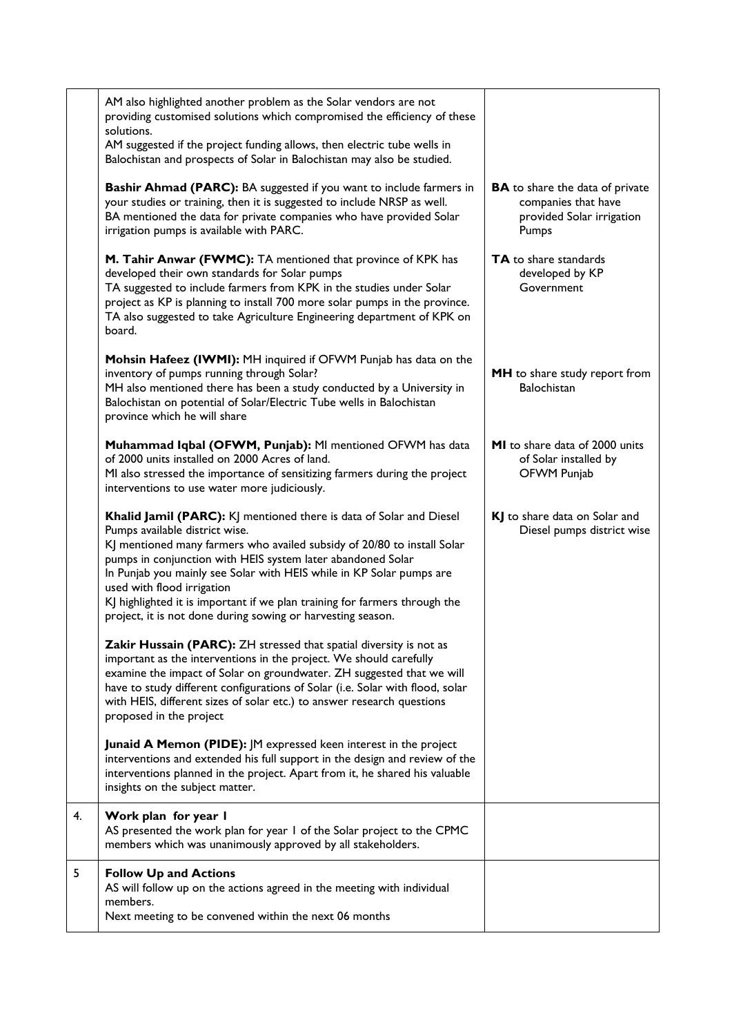| | | |
|---|---|---|
| | AM also highlighted another problem as the Solar vendors are not providing customised solutions which compromised the efficiency of these solutions.<br>AM suggested if the project funding allows, then electric tube wells in Balochistan and prospects of Solar in Balochistan may also be studied.<br><br>**Bashir Ahmad (PARC):** BA suggested if you want to include farmers in your studies or training, then it is suggested to include NRSP as well.<br>BA mentioned the data for private companies who have provided Solar irrigation pumps is available with PARC.<br><br>**M. Tahir Anwar (FWMC):** TA mentioned that province of KPK has developed their own standards for Solar pumps<br>TA suggested to include farmers from KPK in the studies under Solar project as KP is planning to install 700 more solar pumps in the province.<br>TA also suggested to take Agriculture Engineering department of KPK on board.<br><br>**Mohsin Hafeez (IWMI):** MH inquired if OFWM Punjab has data on the inventory of pumps running through Solar?<br>MH also mentioned there has been a study conducted by a University in Balochistan on potential of Solar/Electric Tube wells in Balochistan province which he will share<br><br>**Muhammad Iqbal (OFWM, Punjab):** MI mentioned OFWM has data of 2000 units installed on 2000 Acres of land.<br>MI also stressed the importance of sensitizing farmers during the project interventions to use water more judiciously.<br><br>**Khalid Jamil (PARC):** KJ mentioned there is data of Solar and Diesel Pumps available district wise.<br>KJ mentioned many farmers who availed subsidy of 20/80 to install Solar pumps in conjunction with HEIS system later abandoned Solar<br>In Punjab you mainly see Solar with HEIS while in KP Solar pumps are used with flood irrigation<br>KJ highlighted it is important if we plan training for farmers through the project, it is not done during sowing or harvesting season.<br><br>**Zakir Hussain (PARC):** ZH stressed that spatial diversity is not as important as the interventions in the project. We should carefully examine the impact of Solar on groundwater. ZH suggested that we will have to study different configurations of Solar (i.e. Solar with flood, solar with HEIS, different sizes of solar etc.) to answer research questions proposed in the project<br><br>**Junaid A Memon (PIDE):** JM expressed keen interest in the project interventions and extended his full support in the design and review of the interventions planned in the project. Apart from it, he shared his valuable insights on the subject matter. | <br><br><br><br><br><br>**BA** to share the data of private companies that have provided Solar irrigation Pumps<br><br>**TA** to share standards developed by KP Government<br><br><br><br>**MH** to share study report from Balochistan<br><br><br>**MI** to share data of 2000 units of Solar installed by OFWM Punjab<br><br>**KJ** to share data on Solar and Diesel pumps district wise |
| 4. | **Work plan for year 1**<br>AS presented the work plan for year 1 of the Solar project to the CPMC members which was unanimously approved by all stakeholders. | |
| 5 | **Follow Up and Actions**<br>AS will follow up on the actions agreed in the meeting with individual members.<br>Next meeting to be convened within the next 06 months | |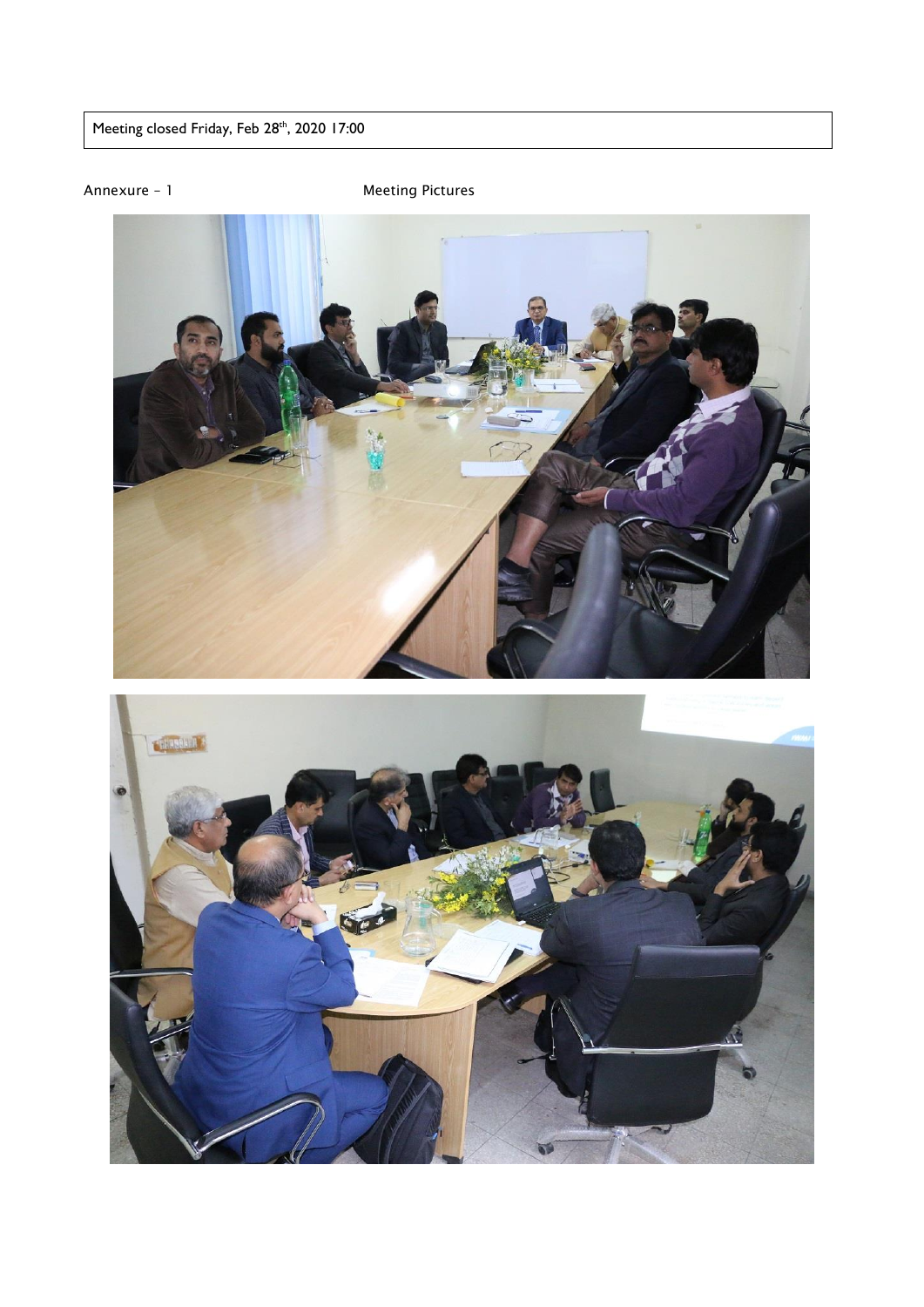Meeting closed Friday, Feb 28[th], 2020 17:00

Annexure – 1 Meeting Pictures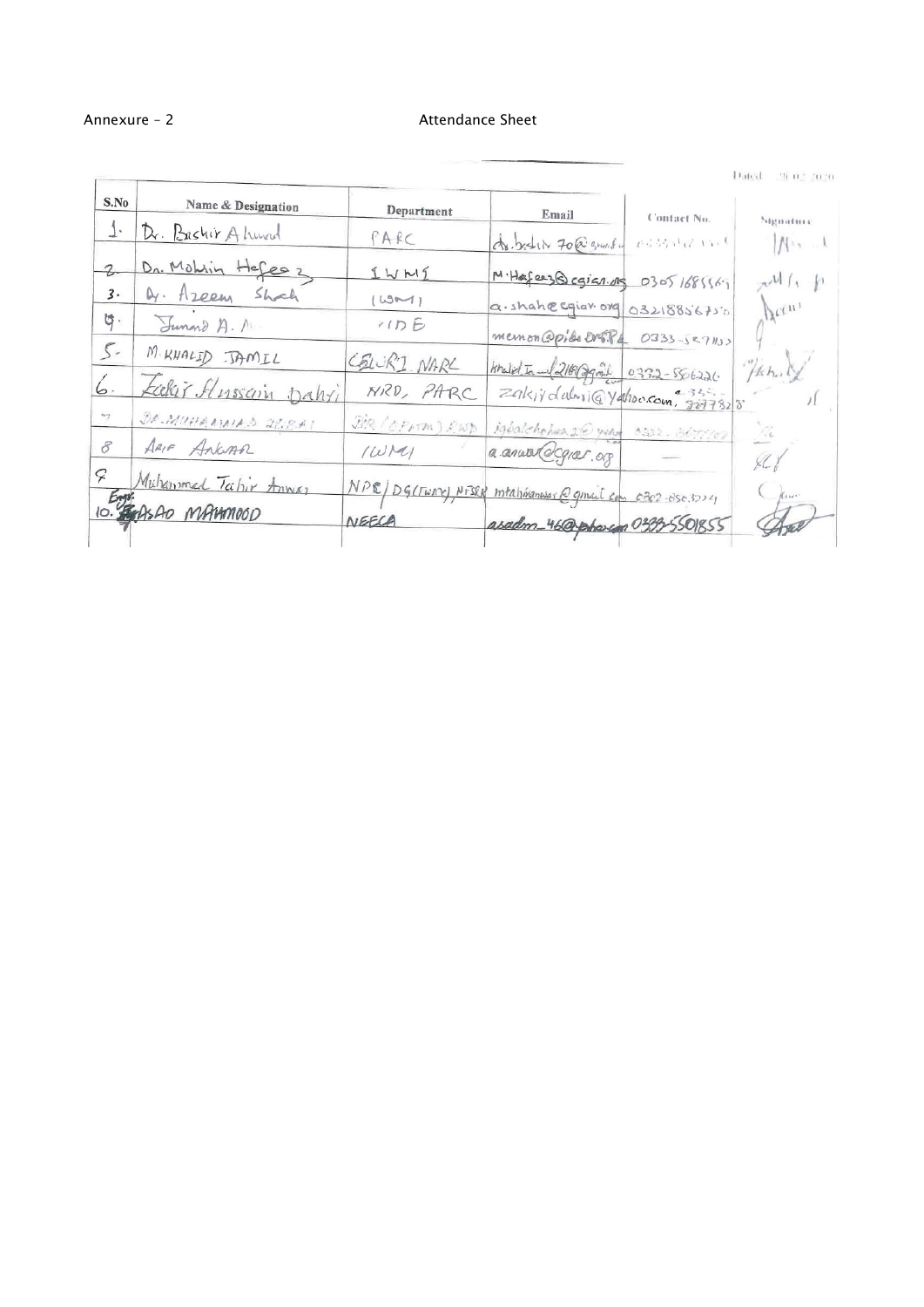Annexure – 2 Attendance Sheet

Dated 26-02-2020

| S.No | Name & Designation | Department | Email | Contact No. | Signature |
|---|---|---|---|---|---|
| 1. | Dr. Bashir Ahmad | PARC | dr.bashir70@gmail.com | | |
| 2. | Dr. Mohsin Hafeez | IWMI | M.Hafeez@cgiar.org | 0305 1685569 | |
| 3. | A. Azeem Shah | IWMI | a.shah@cgiar.org | 03218856750 | |
| 4. | Junaid A. M. | PIDE | memon@pide.org.pk | 0333-5279115 | |
| 5. | M. KHALID JAMIL | CAEWRI, NARC | khalid_jamil2181@gmail.com | 0332-5506226 | |
| 6. | Zakir Hussain Dahri | NRD, PARC | zakirdahri@yahoo.com | 0333-3377828 | |
| 7. | DR. MUHAMMAD IQBAL | DIR (CEWRM) EWD | iqbalchohan2@yahoo.com | 0333-... | |
| 8 | ARIF ANWAR | IWMI | a.anwar@cgiar.org | — | |
| 9 | Muhammad Tahir Anwar | NPE / DG(TWAC), NESPAK | mtahiranwar@gmail.com | 0302-8503024 | |
| 10. | Engr. ASAD MAHMOOD | NEECA | asadm_46@yahoo.com | 0333-5501855 | |
| | | | | | |